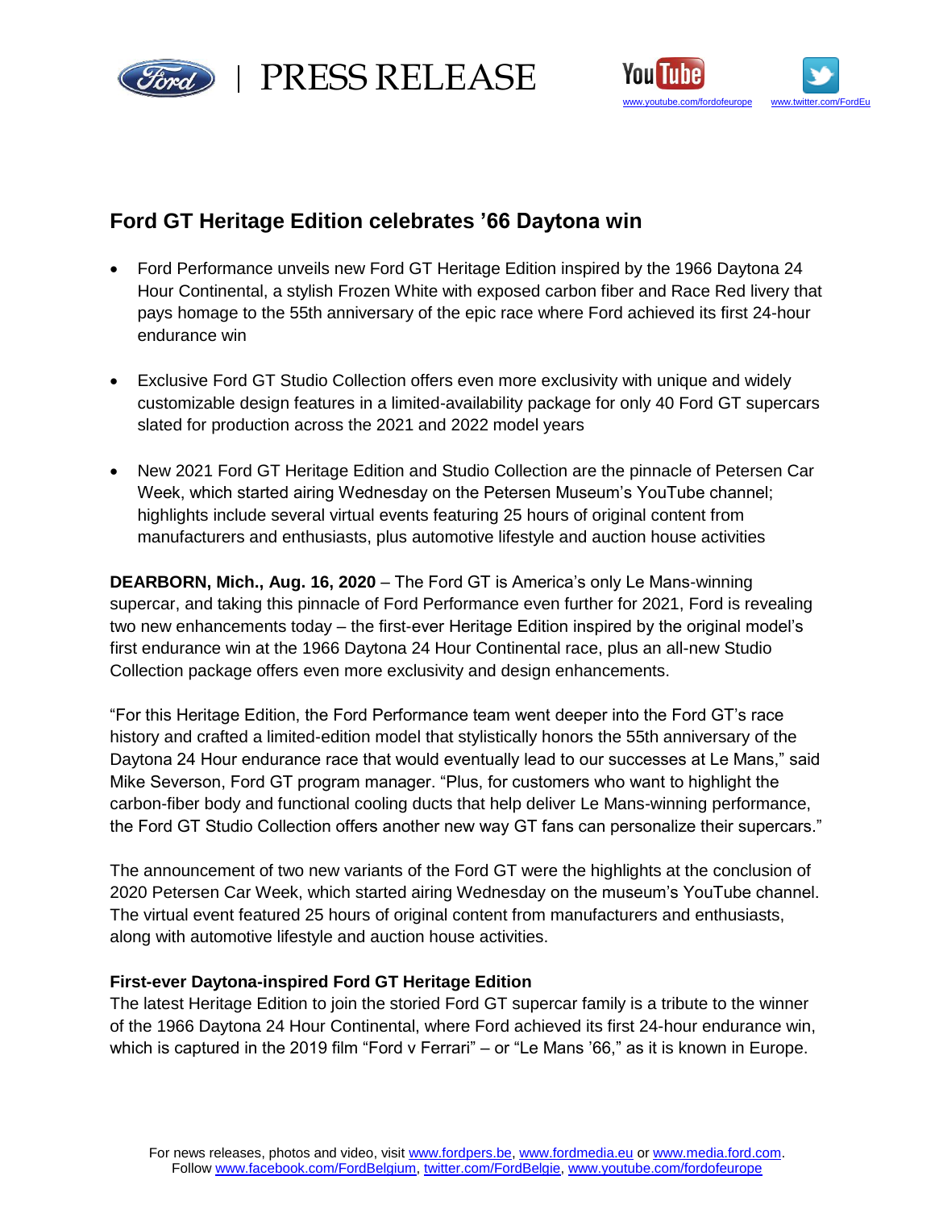# Ford GT Heritage Edition celebrates ’66 Daytona win

- Ford Performance unveils new Ford GT Heritage Edition inspired by the 1966 Daytona 24 Hour Continental, a stylish Frozen White with exposed carbon fiber and Race Red livery that pays homage to the 55th anniversary of the epic race where Ford achieved its first 24-hour endurance win

- Exclusive Ford GT Studio Collection offers even more exclusivity with unique and widely customizable design features in a limited-availability package for only 40 Ford GT supercars slated for production across the 2021 and 2022 model years

- New 2021 Ford GT Heritage Edition and Studio Collection are the pinnacle of Petersen Car Week, which started airing Wednesday on the Petersen Museum’s YouTube channel; highlights include several virtual events featuring 25 hours of original content from manufacturers and enthusiasts, plus automotive lifestyle and auction house activities

**DEARBORN, Mich., Aug. 16, 2020** – The Ford GT is America’s only Le Mans-winning supercar, and taking this pinnacle of Ford Performance even further for 2021, Ford is revealing two new enhancements today – the first-ever Heritage Edition inspired by the original model’s first endurance win at the 1966 Daytona 24 Hour Continental race, plus an all-new Studio Collection package offers even more exclusivity and design enhancements.

“For this Heritage Edition, the Ford Performance team went deeper into the Ford GT’s race history and crafted a limited-edition model that stylistically honors the 55th anniversary of the Daytona 24 Hour endurance race that would eventually lead to our successes at Le Mans,” said Mike Severson, Ford GT program manager. “Plus, for customers who want to highlight the carbon-fiber body and functional cooling ducts that help deliver Le Mans-winning performance, the Ford GT Studio Collection offers another new way GT fans can personalize their supercars.”

The announcement of two new variants of the Ford GT were the highlights at the conclusion of 2020 Petersen Car Week, which started airing Wednesday on the museum’s YouTube channel. The virtual event featured 25 hours of original content from manufacturers and enthusiasts, along with automotive lifestyle and auction house activities.

**First-ever Daytona-inspired Ford GT Heritage Edition**

The latest Heritage Edition to join the storied Ford GT supercar family is a tribute to the winner of the 1966 Daytona 24 Hour Continental, where Ford achieved its first 24-hour endurance win, which is captured in the 2019 film “Ford v Ferrari” – or “Le Mans ’66,” as it is known in Europe.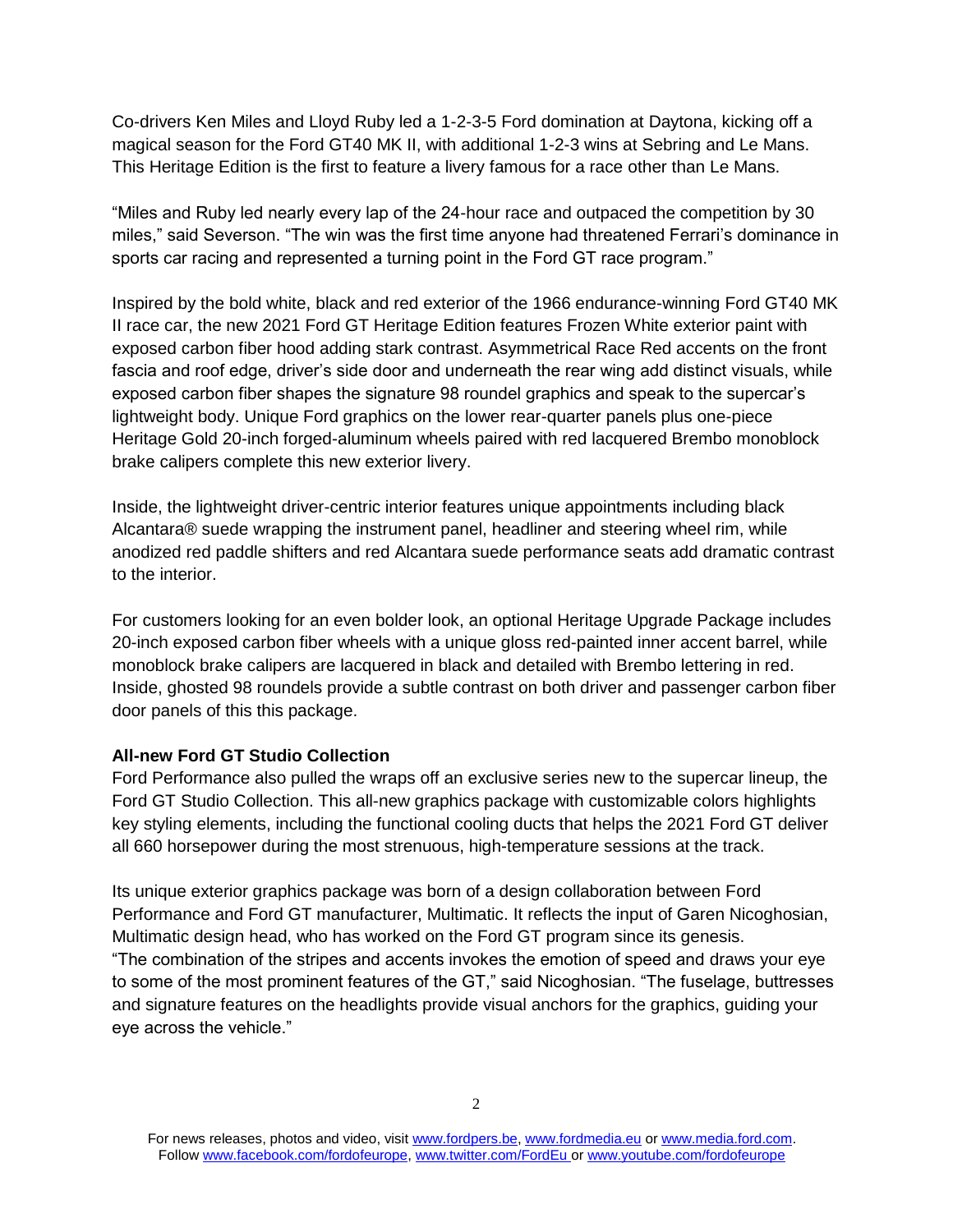Co-drivers Ken Miles and Lloyd Ruby led a 1-2-3-5 Ford domination at Daytona, kicking off a magical season for the Ford GT40 MK II, with additional 1-2-3 wins at Sebring and Le Mans. This Heritage Edition is the first to feature a livery famous for a race other than Le Mans.

"Miles and Ruby led nearly every lap of the 24-hour race and outpaced the competition by 30 miles," said Severson. "The win was the first time anyone had threatened Ferrari's dominance in sports car racing and represented a turning point in the Ford GT race program."

Inspired by the bold white, black and red exterior of the 1966 endurance-winning Ford GT40 MK II race car, the new 2021 Ford GT Heritage Edition features Frozen White exterior paint with exposed carbon fiber hood adding stark contrast. Asymmetrical Race Red accents on the front fascia and roof edge, driver's side door and underneath the rear wing add distinct visuals, while exposed carbon fiber shapes the signature 98 roundel graphics and speak to the supercar's lightweight body. Unique Ford graphics on the lower rear-quarter panels plus one-piece Heritage Gold 20-inch forged-aluminum wheels paired with red lacquered Brembo monoblock brake calipers complete this new exterior livery.

Inside, the lightweight driver-centric interior features unique appointments including black Alcantara® suede wrapping the instrument panel, headliner and steering wheel rim, while anodized red paddle shifters and red Alcantara suede performance seats add dramatic contrast to the interior.

For customers looking for an even bolder look, an optional Heritage Upgrade Package includes 20-inch exposed carbon fiber wheels with a unique gloss red-painted inner accent barrel, while monoblock brake calipers are lacquered in black and detailed with Brembo lettering in red. Inside, ghosted 98 roundels provide a subtle contrast on both driver and passenger carbon fiber door panels of this this package.

**All-new Ford GT Studio Collection**

Ford Performance also pulled the wraps off an exclusive series new to the supercar lineup, the Ford GT Studio Collection. This all-new graphics package with customizable colors highlights key styling elements, including the functional cooling ducts that helps the 2021 Ford GT deliver all 660 horsepower during the most strenuous, high-temperature sessions at the track.

Its unique exterior graphics package was born of a design collaboration between Ford Performance and Ford GT manufacturer, Multimatic. It reflects the input of Garen Nicoghosian, Multimatic design head, who has worked on the Ford GT program since its genesis. "The combination of the stripes and accents invokes the emotion of speed and draws your eye to some of the most prominent features of the GT," said Nicoghosian. "The fuselage, buttresses and signature features on the headlights provide visual anchors for the graphics, guiding your eye across the vehicle."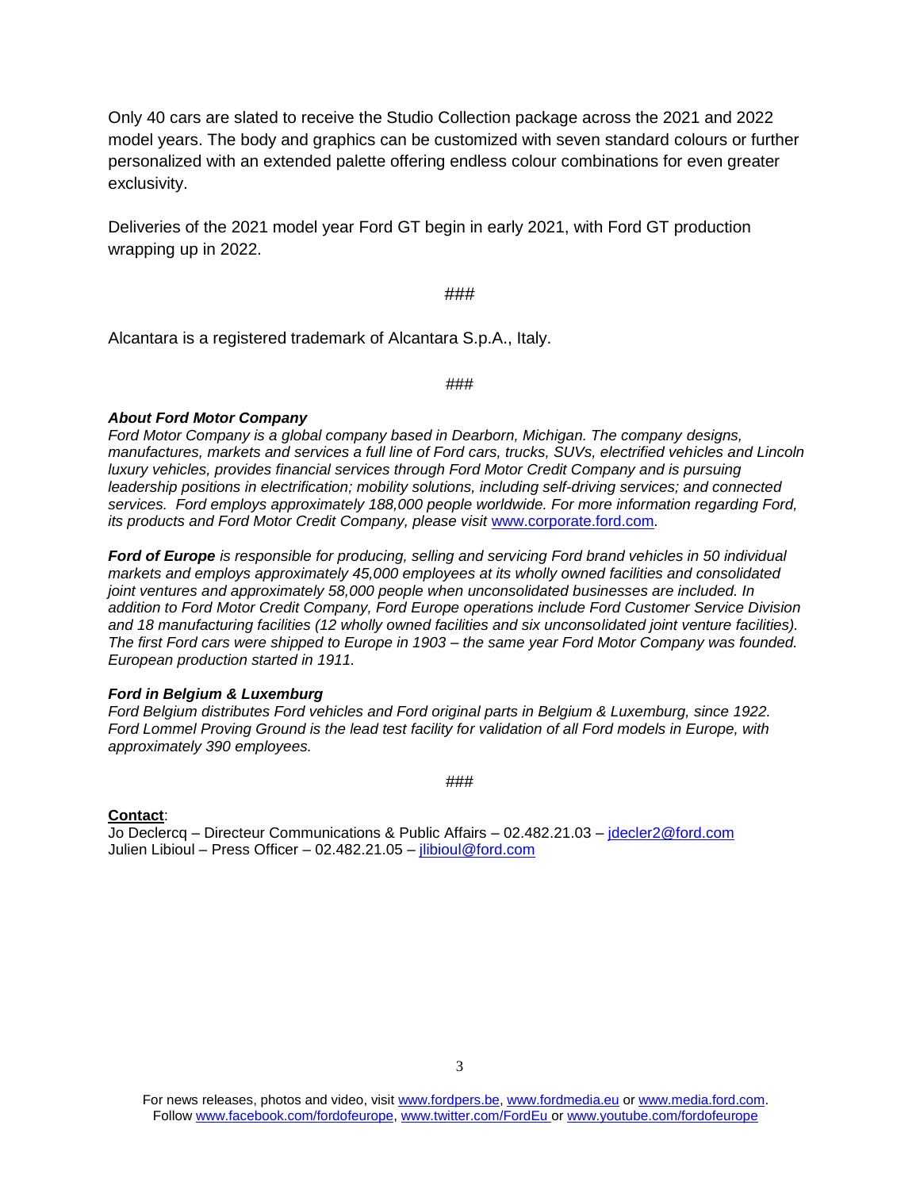Only 40 cars are slated to receive the Studio Collection package across the 2021 and 2022 model years. The body and graphics can be customized with seven standard colours or further personalized with an extended palette offering endless colour combinations for even greater exclusivity.

Deliveries of the 2021 model year Ford GT begin in early 2021, with Ford GT production wrapping up in 2022.

###

Alcantara is a registered trademark of Alcantara S.p.A., Italy.

###

***About Ford Motor Company***
*Ford Motor Company is a global company based in Dearborn, Michigan. The company designs, manufactures, markets and services a full line of Ford cars, trucks, SUVs, electrified vehicles and Lincoln luxury vehicles, provides financial services through Ford Motor Credit Company and is pursuing leadership positions in electrification; mobility solutions, including self-driving services; and connected services. Ford employs approximately 188,000 people worldwide. For more information regarding Ford, its products and Ford Motor Credit Company, please visit* www.corporate.ford.com*.*

***Ford of Europe*** *is responsible for producing, selling and servicing Ford brand vehicles in 50 individual markets and employs approximately 45,000 employees at its wholly owned facilities and consolidated joint ventures and approximately 58,000 people when unconsolidated businesses are included. In addition to Ford Motor Credit Company, Ford Europe operations include Ford Customer Service Division and 18 manufacturing facilities (12 wholly owned facilities and six unconsolidated joint venture facilities). The first Ford cars were shipped to Europe in 1903 – the same year Ford Motor Company was founded. European production started in 1911.*

***Ford in Belgium & Luxemburg***
*Ford Belgium distributes Ford vehicles and Ford original parts in Belgium & Luxemburg, since 1922. Ford Lommel Proving Ground is the lead test facility for validation of all Ford models in Europe, with approximately 390 employees.*

###

**Contact**:
Jo Declercq – Directeur Communications & Public Affairs – 02.482.21.03 – jdecler2@ford.com
Julien Libioul – Press Officer – 02.482.21.05 – jlibioul@ford.com

For news releases, photos and video, visit www.fordpers.be, www.fordmedia.eu or www.media.ford.com.
Follow www.facebook.com/fordofeurope, www.twitter.com/FordEu or www.youtube.com/fordofeurope